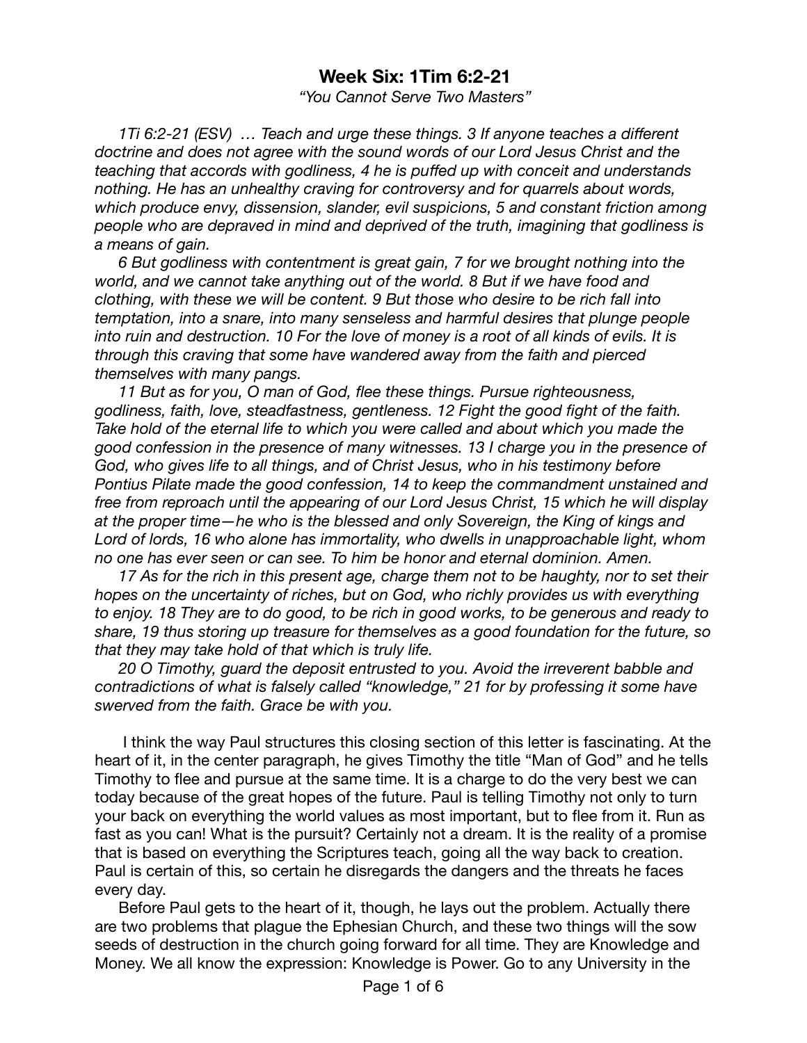# Week Six: 1Tim 6:2-21

*"You Cannot Serve Two Masters"*

*1Ti 6:2-21 (ESV) … Teach and urge these things. 3 If anyone teaches a different doctrine and does not agree with the sound words of our Lord Jesus Christ and the teaching that accords with godliness, 4 he is puffed up with conceit and understands nothing. He has an unhealthy craving for controversy and for quarrels about words, which produce envy, dissension, slander, evil suspicions, 5 and constant friction among people who are depraved in mind and deprived of the truth, imagining that godliness is a means of gain.*

*6 But godliness with contentment is great gain, 7 for we brought nothing into the world, and we cannot take anything out of the world. 8 But if we have food and clothing, with these we will be content. 9 But those who desire to be rich fall into temptation, into a snare, into many senseless and harmful desires that plunge people into ruin and destruction. 10 For the love of money is a root of all kinds of evils. It is through this craving that some have wandered away from the faith and pierced themselves with many pangs.*

*11 But as for you, O man of God, flee these things. Pursue righteousness, godliness, faith, love, steadfastness, gentleness. 12 Fight the good fight of the faith. Take hold of the eternal life to which you were called and about which you made the good confession in the presence of many witnesses. 13 I charge you in the presence of God, who gives life to all things, and of Christ Jesus, who in his testimony before Pontius Pilate made the good confession, 14 to keep the commandment unstained and free from reproach until the appearing of our Lord Jesus Christ, 15 which he will display at the proper time—he who is the blessed and only Sovereign, the King of kings and Lord of lords, 16 who alone has immortality, who dwells in unapproachable light, whom no one has ever seen or can see. To him be honor and eternal dominion. Amen.*

*17 As for the rich in this present age, charge them not to be haughty, nor to set their hopes on the uncertainty of riches, but on God, who richly provides us with everything to enjoy. 18 They are to do good, to be rich in good works, to be generous and ready to share, 19 thus storing up treasure for themselves as a good foundation for the future, so that they may take hold of that which is truly life.*

*20 O Timothy, guard the deposit entrusted to you. Avoid the irreverent babble and contradictions of what is falsely called "knowledge," 21 for by professing it some have swerved from the faith. Grace be with you.*

I think the way Paul structures this closing section of this letter is fascinating. At the heart of it, in the center paragraph, he gives Timothy the title "Man of God" and he tells Timothy to flee and pursue at the same time. It is a charge to do the very best we can today because of the great hopes of the future. Paul is telling Timothy not only to turn your back on everything the world values as most important, but to flee from it. Run as fast as you can! What is the pursuit? Certainly not a dream. It is the reality of a promise that is based on everything the Scriptures teach, going all the way back to creation. Paul is certain of this, so certain he disregards the dangers and the threats he faces every day.

Before Paul gets to the heart of it, though, he lays out the problem. Actually there are two problems that plague the Ephesian Church, and these two things will the sow seeds of destruction in the church going forward for all time. They are Knowledge and Money. We all know the expression: Knowledge is Power. Go to any University in the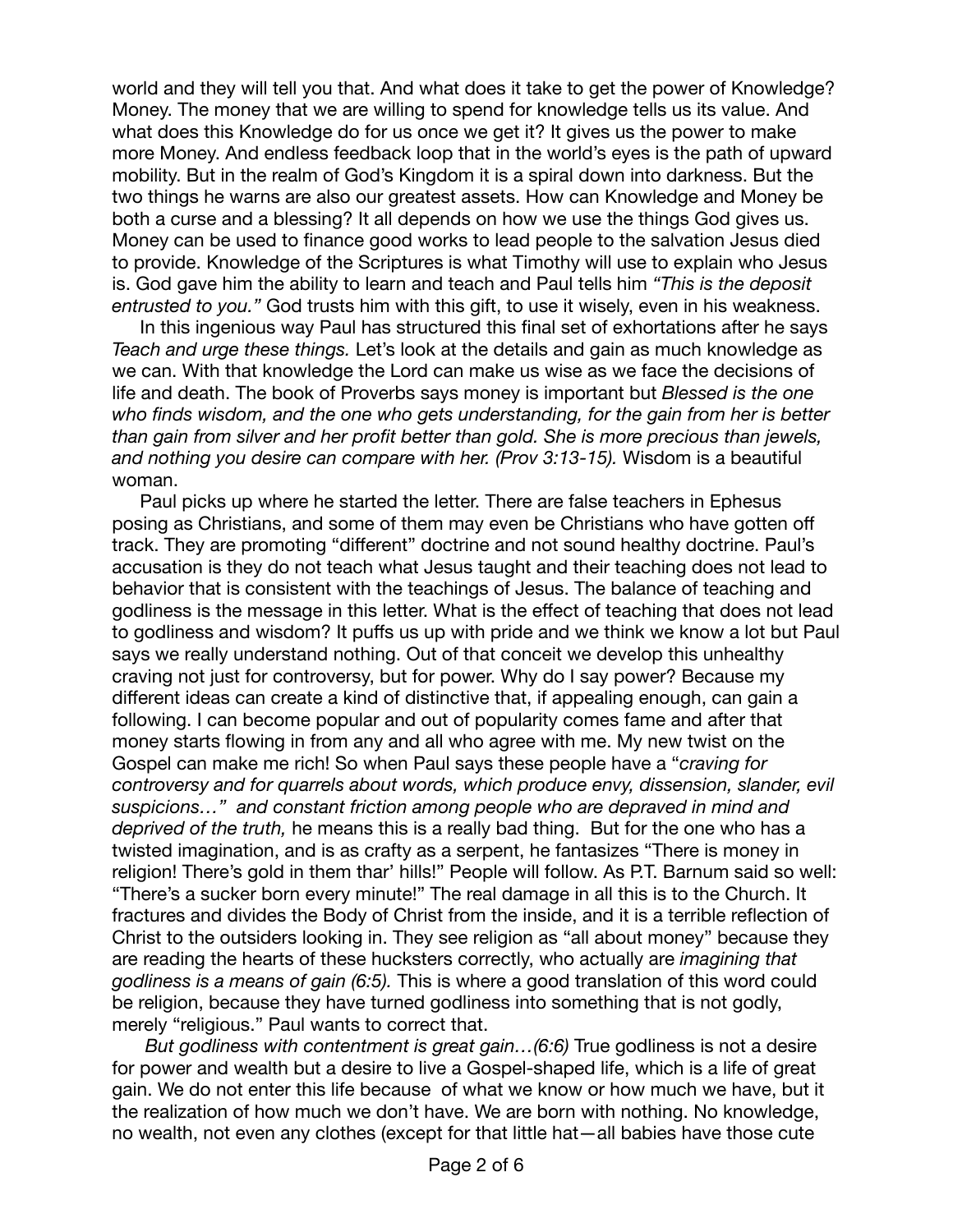world and they will tell you that. And what does it take to get the power of Knowledge? Money. The money that we are willing to spend for knowledge tells us its value. And what does this Knowledge do for us once we get it? It gives us the power to make more Money. And endless feedback loop that in the world's eyes is the path of upward mobility. But in the realm of God's Kingdom it is a spiral down into darkness. But the two things he warns are also our greatest assets. How can Knowledge and Money be both a curse and a blessing? It all depends on how we use the things God gives us. Money can be used to finance good works to lead people to the salvation Jesus died to provide. Knowledge of the Scriptures is what Timothy will use to explain who Jesus is. God gave him the ability to learn and teach and Paul tells him *"This is the deposit entrusted to you."* God trusts him with this gift, to use it wisely, even in his weakness.

In this ingenious way Paul has structured this final set of exhortations after he says *Teach and urge these things.* Let's look at the details and gain as much knowledge as we can. With that knowledge the Lord can make us wise as we face the decisions of life and death. The book of Proverbs says money is important but *Blessed is the one who finds wisdom, and the one who gets understanding, for the gain from her is better than gain from silver and her profit better than gold. She is more precious than jewels, and nothing you desire can compare with her. (Prov 3:13-15).* Wisdom is a beautiful woman.

Paul picks up where he started the letter. There are false teachers in Ephesus posing as Christians, and some of them may even be Christians who have gotten off track. They are promoting "different" doctrine and not sound healthy doctrine. Paul's accusation is they do not teach what Jesus taught and their teaching does not lead to behavior that is consistent with the teachings of Jesus. The balance of teaching and godliness is the message in this letter. What is the effect of teaching that does not lead to godliness and wisdom? It puffs us up with pride and we think we know a lot but Paul says we really understand nothing. Out of that conceit we develop this unhealthy craving not just for controversy, but for power. Why do I say power? Because my different ideas can create a kind of distinctive that, if appealing enough, can gain a following. I can become popular and out of popularity comes fame and after that money starts flowing in from any and all who agree with me. My new twist on the Gospel can make me rich! So when Paul says these people have a "*craving for controversy and for quarrels about words, which produce envy, dissension, slander, evil suspicions…"  and constant friction among people who are depraved in mind and deprived of the truth,* he means this is a really bad thing. But for the one who has a twisted imagination, and is as crafty as a serpent, he fantasizes "There is money in religion! There's gold in them thar' hills!" People will follow. As P.T. Barnum said so well: "There's a sucker born every minute!" The real damage in all this is to the Church. It fractures and divides the Body of Christ from the inside, and it is a terrible reflection of Christ to the outsiders looking in. They see religion as "all about money" because they are reading the hearts of these hucksters correctly, who actually are *imagining that godliness is a means of gain (6:5).* This is where a good translation of this word could be religion, because they have turned godliness into something that is not godly, merely "religious." Paul wants to correct that.

*But godliness with contentment is great gain…(6:6)* True godliness is not a desire for power and wealth but a desire to live a Gospel-shaped life, which is a life of great gain. We do not enter this life because of what we know or how much we have, but it the realization of how much we don't have. We are born with nothing. No knowledge, no wealth, not even any clothes (except for that little hat—all babies have those cute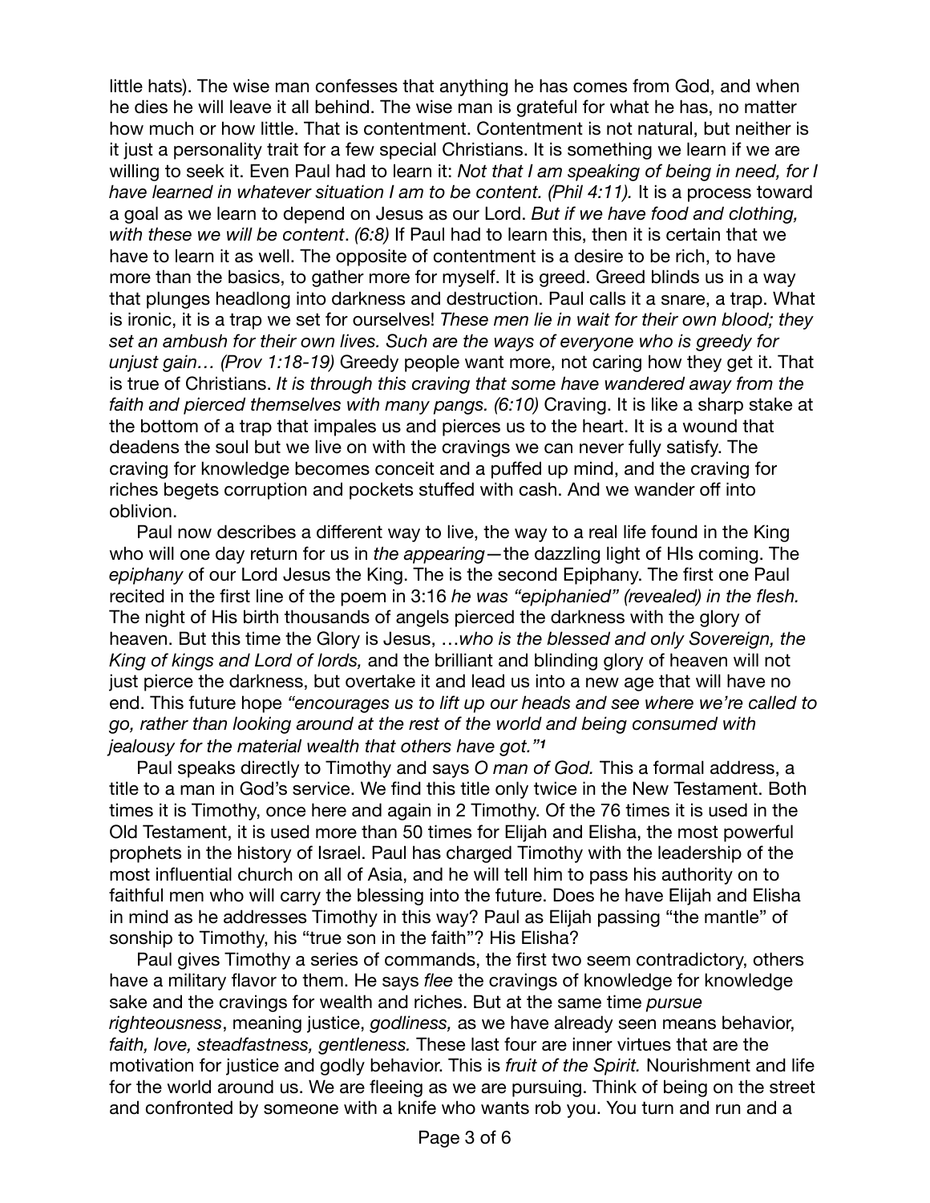little hats). The wise man confesses that anything he has comes from God, and when he dies he will leave it all behind. The wise man is grateful for what he has, no matter how much or how little. That is contentment. Contentment is not natural, but neither is it just a personality trait for a few special Christians. It is something we learn if we are willing to seek it. Even Paul had to learn it: *Not that I am speaking of being in need, for I have learned in whatever situation I am to be content. (Phil 4:11).* It is a process toward a goal as we learn to depend on Jesus as our Lord. *But if we have food and clothing, with these we will be content*. *(6:8)* If Paul had to learn this, then it is certain that we have to learn it as well. The opposite of contentment is a desire to be rich, to have more than the basics, to gather more for myself. It is greed. Greed blinds us in a way that plunges headlong into darkness and destruction. Paul calls it a snare, a trap. What is ironic, it is a trap we set for ourselves! *These men lie in wait for their own blood; they set an ambush for their own lives. Such are the ways of everyone who is greedy for unjust gain… (Prov 1:18-19)* Greedy people want more, not caring how they get it. That is true of Christians. *It is through this craving that some have wandered away from the faith and pierced themselves with many pangs. (6:10)* Craving. It is like a sharp stake at the bottom of a trap that impales us and pierces us to the heart. It is a wound that deadens the soul but we live on with the cravings we can never fully satisfy. The craving for knowledge becomes conceit and a puffed up mind, and the craving for riches begets corruption and pockets stuffed with cash. And we wander off into oblivion.

Paul now describes a different way to live, the way to a real life found in the King who will one day return for us in *the appearing*—the dazzling light of HIs coming. The *epiphany* of our Lord Jesus the King. The is the second Epiphany. The first one Paul recited in the first line of the poem in 3:16 *he was "epiphanied" (revealed) in the flesh.* The night of His birth thousands of angels pierced the darkness with the glory of heaven. But this time the Glory is Jesus, …*who is the blessed and only Sovereign, the King of kings and Lord of lords,* and the brilliant and blinding glory of heaven will not just pierce the darkness, but overtake it and lead us into a new age that will have no end. This future hope *"encourages us to lift up our heads and see where we're called to go, rather than looking around at the rest of the world and being consumed with jealousy for the material wealth that others have got."*[1]

Paul speaks directly to Timothy and says *O man of God.* This a formal address, a title to a man in God's service. We find this title only twice in the New Testament. Both times it is Timothy, once here and again in 2 Timothy. Of the 76 times it is used in the Old Testament, it is used more than 50 times for Elijah and Elisha, the most powerful prophets in the history of Israel. Paul has charged Timothy with the leadership of the most influential church on all of Asia, and he will tell him to pass his authority on to faithful men who will carry the blessing into the future. Does he have Elijah and Elisha in mind as he addresses Timothy in this way? Paul as Elijah passing "the mantle" of sonship to Timothy, his "true son in the faith"? His Elisha?

Paul gives Timothy a series of commands, the first two seem contradictory, others have a military flavor to them. He says *flee* the cravings of knowledge for knowledge sake and the cravings for wealth and riches. But at the same time *pursue righteousness*, meaning justice, *godliness,* as we have already seen means behavior, *faith, love, steadfastness, gentleness.* These last four are inner virtues that are the motivation for justice and godly behavior. This is *fruit of the Spirit.* Nourishment and life for the world around us. We are fleeing as we are pursuing. Think of being on the street and confronted by someone with a knife who wants rob you. You turn and run and a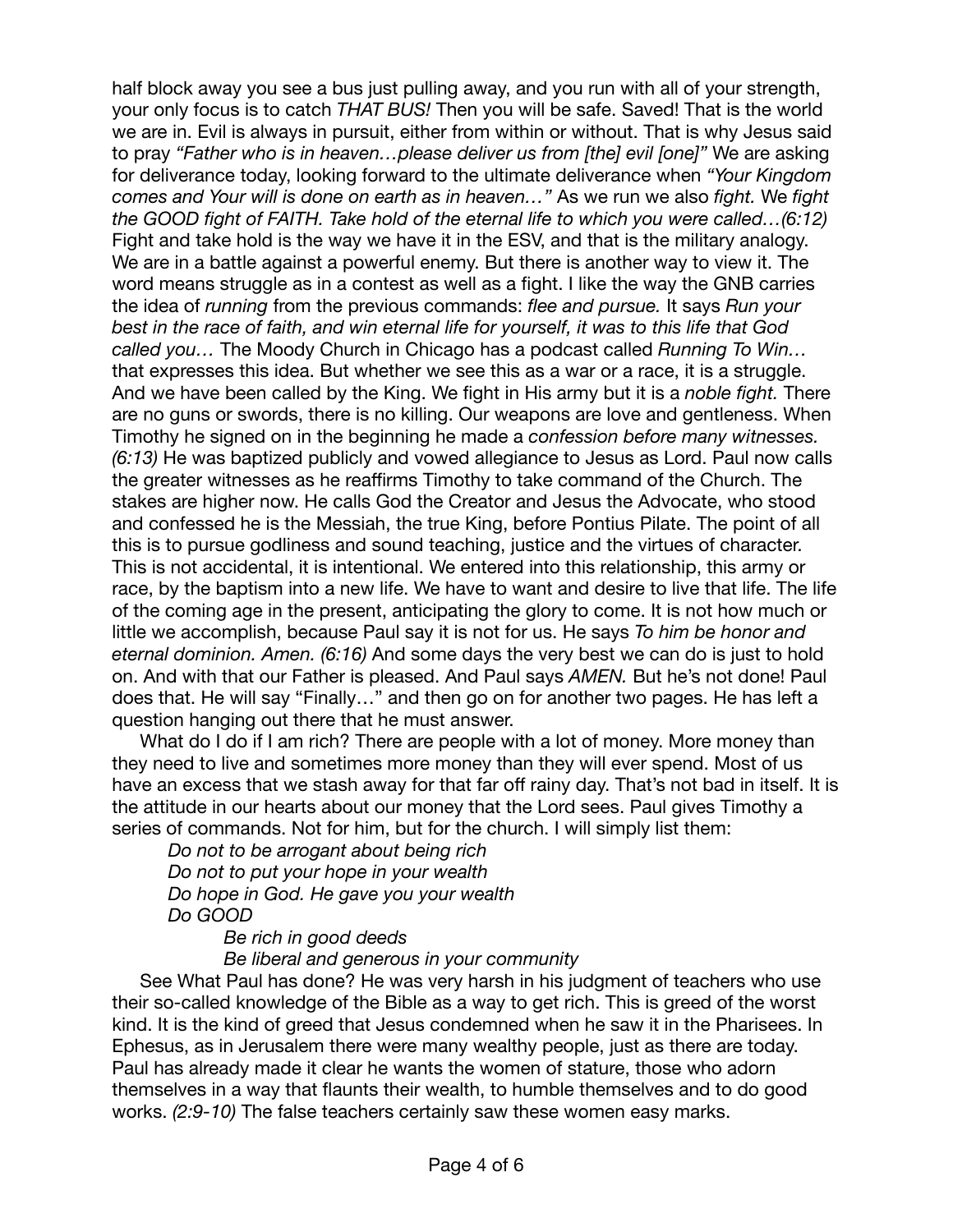half block away you see a bus just pulling away, and you run with all of your strength, your only focus is to catch *THAT BUS!* Then you will be safe. Saved! That is the world we are in. Evil is always in pursuit, either from within or without. That is why Jesus said to pray *"Father who is in heaven…please deliver us from [the] evil [one]"* We are asking for deliverance today, looking forward to the ultimate deliverance when *"Your Kingdom comes and Your will is done on earth as in heaven…"* As we run we also *fight.* We *fight the GOOD fight of FAITH. Take hold of the eternal life to which you were called…(6:12)* Fight and take hold is the way we have it in the ESV, and that is the military analogy. We are in a battle against a powerful enemy. But there is another way to view it. The word means struggle as in a contest as well as a fight. I like the way the GNB carries the idea of *running* from the previous commands: *flee and pursue.* It says *Run your best in the race of faith, and win eternal life for yourself, it was to this life that God called you…* The Moody Church in Chicago has a podcast called *Running To Win…* that expresses this idea. But whether we see this as a war or a race, it is a struggle. And we have been called by the King. We fight in His army but it is a *noble fight.* There are no guns or swords, there is no killing. Our weapons are love and gentleness. When Timothy he signed on in the beginning he made a *confession before many witnesses. (6:13)* He was baptized publicly and vowed allegiance to Jesus as Lord. Paul now calls the greater witnesses as he reaffirms Timothy to take command of the Church. The stakes are higher now. He calls God the Creator and Jesus the Advocate, who stood and confessed he is the Messiah, the true King, before Pontius Pilate. The point of all this is to pursue godliness and sound teaching, justice and the virtues of character. This is not accidental, it is intentional. We entered into this relationship, this army or race, by the baptism into a new life. We have to want and desire to live that life. The life of the coming age in the present, anticipating the glory to come. It is not how much or little we accomplish, because Paul say it is not for us. He says *To him be honor and eternal dominion. Amen. (6:16)* And some days the very best we can do is just to hold on. And with that our Father is pleased. And Paul says *AMEN.* But he's not done! Paul does that. He will say "Finally…" and then go on for another two pages. He has left a question hanging out there that he must answer.

What do I do if I am rich? There are people with a lot of money. More money than they need to live and sometimes more money than they will ever spend. Most of us have an excess that we stash away for that far off rainy day. That's not bad in itself. It is the attitude in our hearts about our money that the Lord sees. Paul gives Timothy a series of commands. Not for him, but for the church. I will simply list them:

*Do not to be arrogant about being rich*
*Do not to put your hope in your wealth*
*Do hope in God. He gave you your wealth*
*Do GOOD*
- *Be rich in good deeds*
- *Be liberal and generous in your community*

See What Paul has done? He was very harsh in his judgment of teachers who use their so-called knowledge of the Bible as a way to get rich. This is greed of the worst kind. It is the kind of greed that Jesus condemned when he saw it in the Pharisees. In Ephesus, as in Jerusalem there were many wealthy people, just as there are today. Paul has already made it clear he wants the women of stature, those who adorn themselves in a way that flaunts their wealth, to humble themselves and to do good works. *(2:9-10)* The false teachers certainly saw these women easy marks.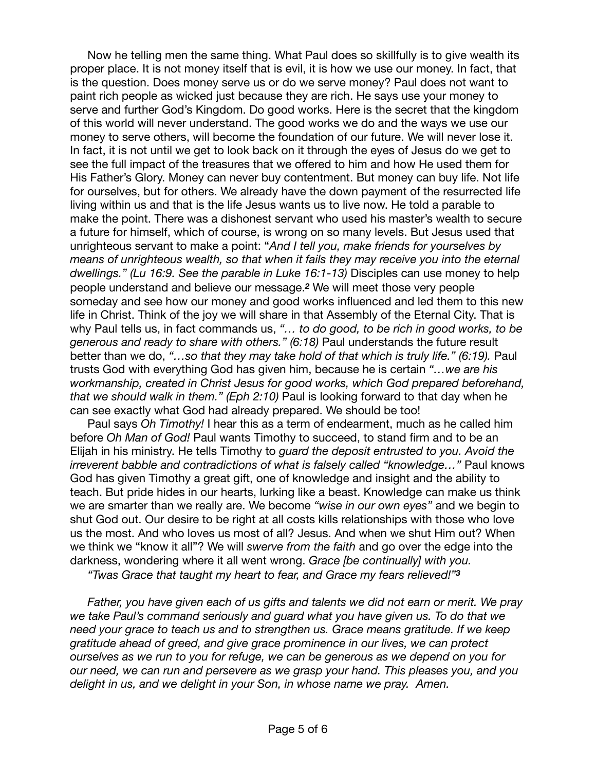Now he telling men the same thing. What Paul does so skillfully is to give wealth its proper place. It is not money itself that is evil, it is how we use our money. In fact, that is the question. Does money serve us or do we serve money? Paul does not want to paint rich people as wicked just because they are rich. He says use your money to serve and further God's Kingdom. Do good works. Here is the secret that the kingdom of this world will never understand. The good works we do and the ways we use our money to serve others, will become the foundation of our future. We will never lose it. In fact, it is not until we get to look back on it through the eyes of Jesus do we get to see the full impact of the treasures that we offered to him and how He used them for His Father's Glory. Money can never buy contentment. But money can buy life. Not life for ourselves, but for others. We already have the down payment of the resurrected life living within us and that is the life Jesus wants us to live now. He told a parable to make the point. There was a dishonest servant who used his master's wealth to secure a future for himself, which of course, is wrong on so many levels. But Jesus used that unrighteous servant to make a point: "*And I tell you, make friends for yourselves by means of unrighteous wealth, so that when it fails they may receive you into the eternal dwellings." (Lu 16:9. See the parable in Luke 16:1-13)* Disciples can use money to help people understand and believe our message.[2] We will meet those very people someday and see how our money and good works influenced and led them to this new life in Christ. Think of the joy we will share in that Assembly of the Eternal City. That is why Paul tells us, in fact commands us, *"… to do good, to be rich in good works, to be generous and ready to share with others." (6:18)* Paul understands the future result better than we do, *"…so that they may take hold of that which is truly life." (6:19).* Paul trusts God with everything God has given him, because he is certain *"…we are his workmanship, created in Christ Jesus for good works, which God prepared beforehand, that we should walk in them." (Eph 2:10)* Paul is looking forward to that day when he can see exactly what God had already prepared. We should be too!

Paul says *Oh Timothy!* I hear this as a term of endearment, much as he called him before *Oh Man of God!* Paul wants Timothy to succeed, to stand firm and to be an Elijah in his ministry. He tells Timothy to *guard the deposit entrusted to you. Avoid the irreverent babble and contradictions of what is falsely called "knowledge…"* Paul knows God has given Timothy a great gift, one of knowledge and insight and the ability to teach. But pride hides in our hearts, lurking like a beast. Knowledge can make us think we are smarter than we really are. We become *"wise in our own eyes"* and we begin to shut God out. Our desire to be right at all costs kills relationships with those who love us the most. And who loves us most of all? Jesus. And when we shut Him out? When we think we "know it all"? We will *swerve from the faith* and go over the edge into the darkness, wondering where it all went wrong. *Grace [be continually] with you.*

*"Twas Grace that taught my heart to fear, and Grace my fears relieved!"*[3]

*Father, you have given each of us gifts and talents we did not earn or merit. We pray we take Paul's command seriously and guard what you have given us. To do that we need your grace to teach us and to strengthen us. Grace means gratitude. If we keep gratitude ahead of greed, and give grace prominence in our lives, we can protect ourselves as we run to you for refuge, we can be generous as we depend on you for our need, we can run and persevere as we grasp your hand. This pleases you, and you delight in us, and we delight in your Son, in whose name we pray. Amen.*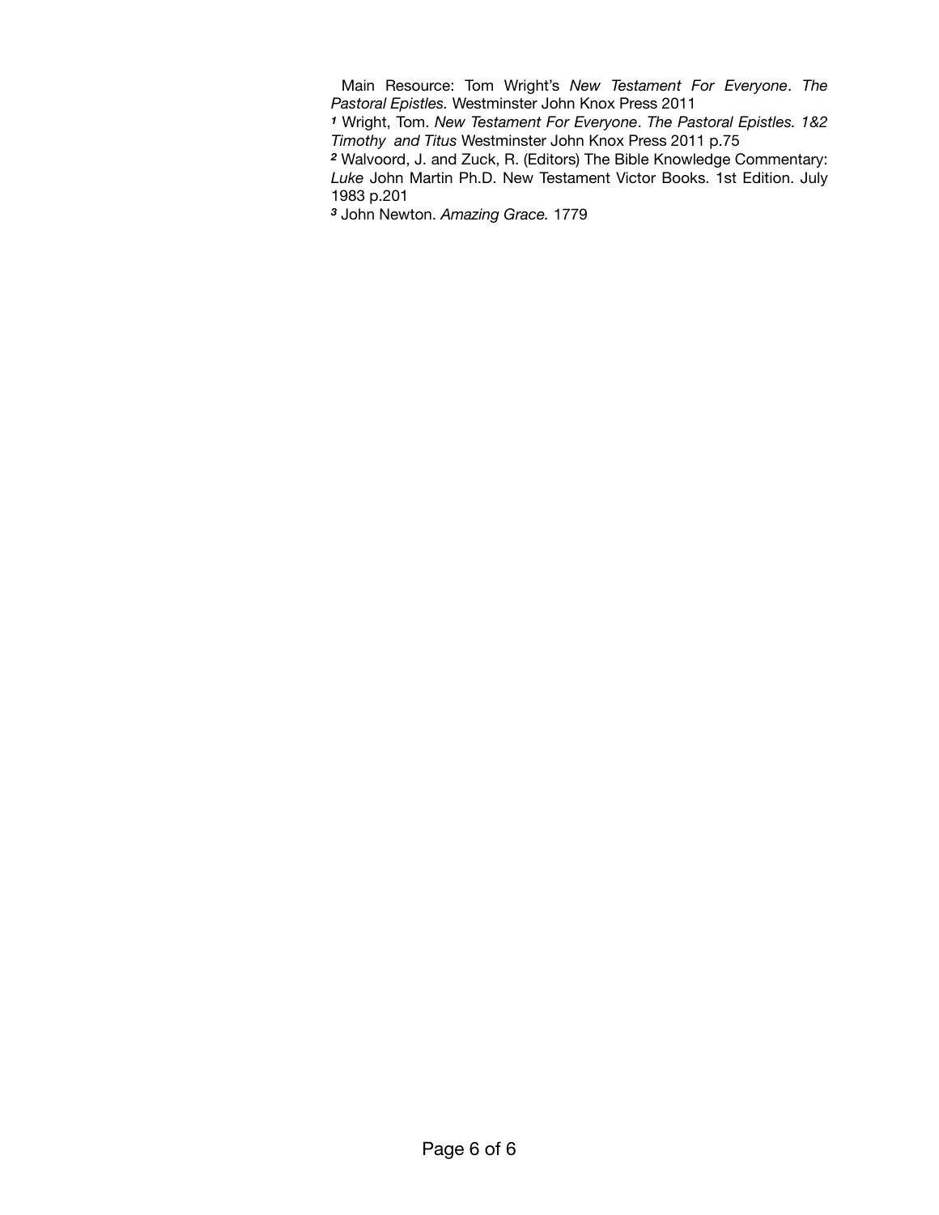Main Resource: Tom Wright's *New Testament For Everyone*. *The Pastoral Epistles.* Westminster John Knox Press 2011

[1] Wright, Tom. *New Testament For Everyone*. *The Pastoral Epistles. 1&2 Timothy and Titus* Westminster John Knox Press 2011 p.75

[2] Walvoord, J. and Zuck, R. (Editors) The Bible Knowledge Commentary: *Luke* John Martin Ph.D. New Testament Victor Books. 1st Edition. July 1983 p.201

[3] John Newton. *Amazing Grace.* 1779